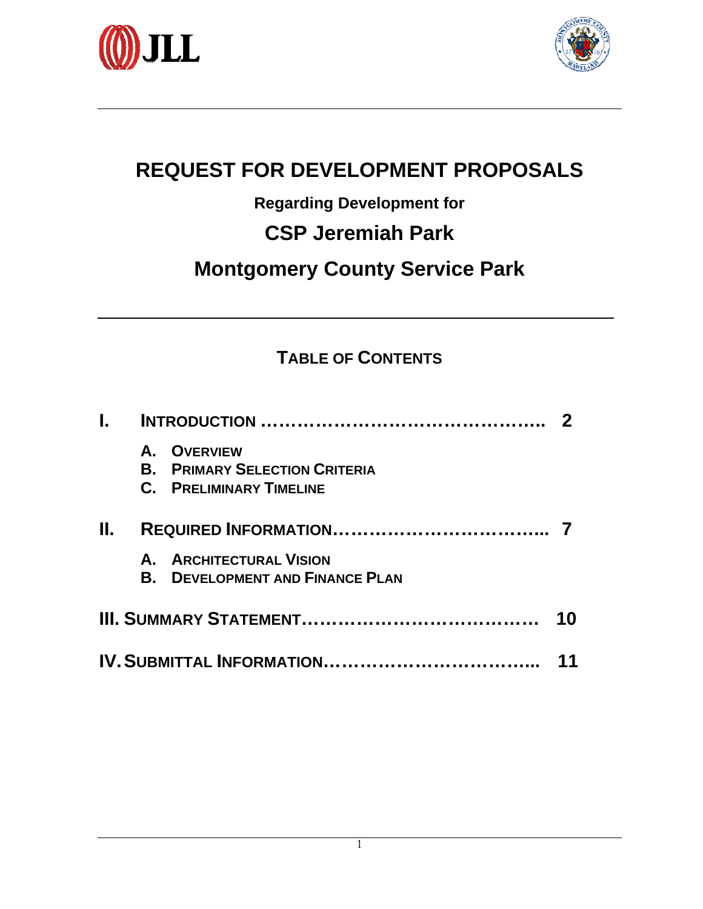# REQUEST FOR DEVELOPMENT PROPOSALS

### Regarding Development for

## CSP Jeremiah Park

## Montgomery County Service Park

---

### TABLE OF CONTENTS

**I. INTRODUCTION ……………………………………….. 2**

- **A. OVERVIEW**
- **B. PRIMARY SELECTION CRITERIA**
- **C. PRELIMINARY TIMELINE**

**II. REQUIRED INFORMATION…………………………….. 7**

- **A. ARCHITECTURAL VISION**
- **B. DEVELOPMENT AND FINANCE PLAN**

**III. SUMMARY STATEMENT………………………………… 10**

**IV. SUBMITTAL INFORMATION…………………………….. 11**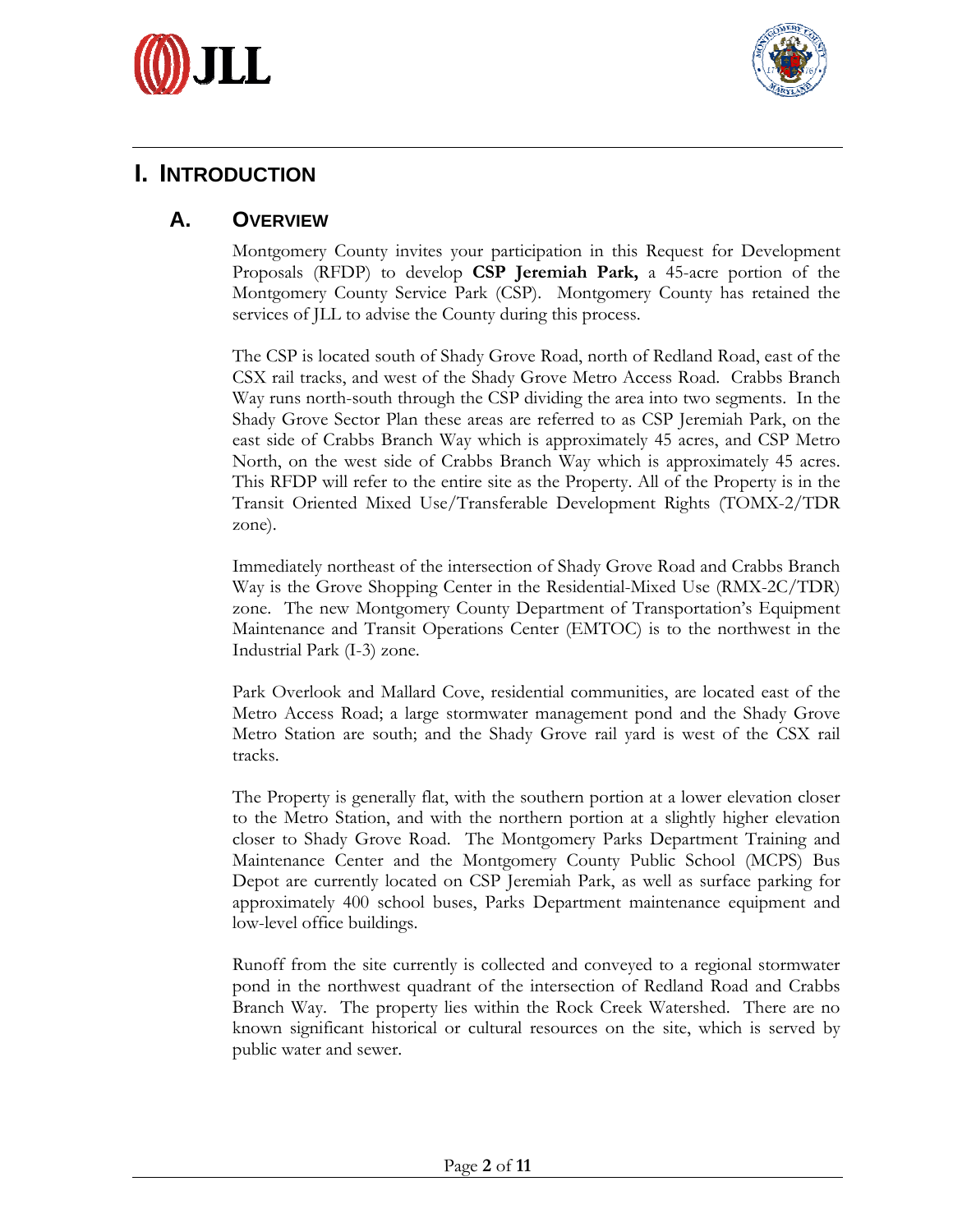# I. INTRODUCTION

## A. OVERVIEW

Montgomery County invites your participation in this Request for Development Proposals (RFDP) to develop **CSP Jeremiah Park,** a 45-acre portion of the Montgomery County Service Park (CSP). Montgomery County has retained the services of JLL to advise the County during this process.

The CSP is located south of Shady Grove Road, north of Redland Road, east of the CSX rail tracks, and west of the Shady Grove Metro Access Road. Crabbs Branch Way runs north-south through the CSP dividing the area into two segments. In the Shady Grove Sector Plan these areas are referred to as CSP Jeremiah Park, on the east side of Crabbs Branch Way which is approximately 45 acres, and CSP Metro North, on the west side of Crabbs Branch Way which is approximately 45 acres. This RFDP will refer to the entire site as the Property. All of the Property is in the Transit Oriented Mixed Use/Transferable Development Rights (TOMX-2/TDR zone).

Immediately northeast of the intersection of Shady Grove Road and Crabbs Branch Way is the Grove Shopping Center in the Residential-Mixed Use (RMX-2C/TDR) zone. The new Montgomery County Department of Transportation's Equipment Maintenance and Transit Operations Center (EMTOC) is to the northwest in the Industrial Park (I-3) zone.

Park Overlook and Mallard Cove, residential communities, are located east of the Metro Access Road; a large stormwater management pond and the Shady Grove Metro Station are south; and the Shady Grove rail yard is west of the CSX rail tracks.

The Property is generally flat, with the southern portion at a lower elevation closer to the Metro Station, and with the northern portion at a slightly higher elevation closer to Shady Grove Road. The Montgomery Parks Department Training and Maintenance Center and the Montgomery County Public School (MCPS) Bus Depot are currently located on CSP Jeremiah Park, as well as surface parking for approximately 400 school buses, Parks Department maintenance equipment and low-level office buildings.

Runoff from the site currently is collected and conveyed to a regional stormwater pond in the northwest quadrant of the intersection of Redland Road and Crabbs Branch Way. The property lies within the Rock Creek Watershed. There are no known significant historical or cultural resources on the site, which is served by public water and sewer.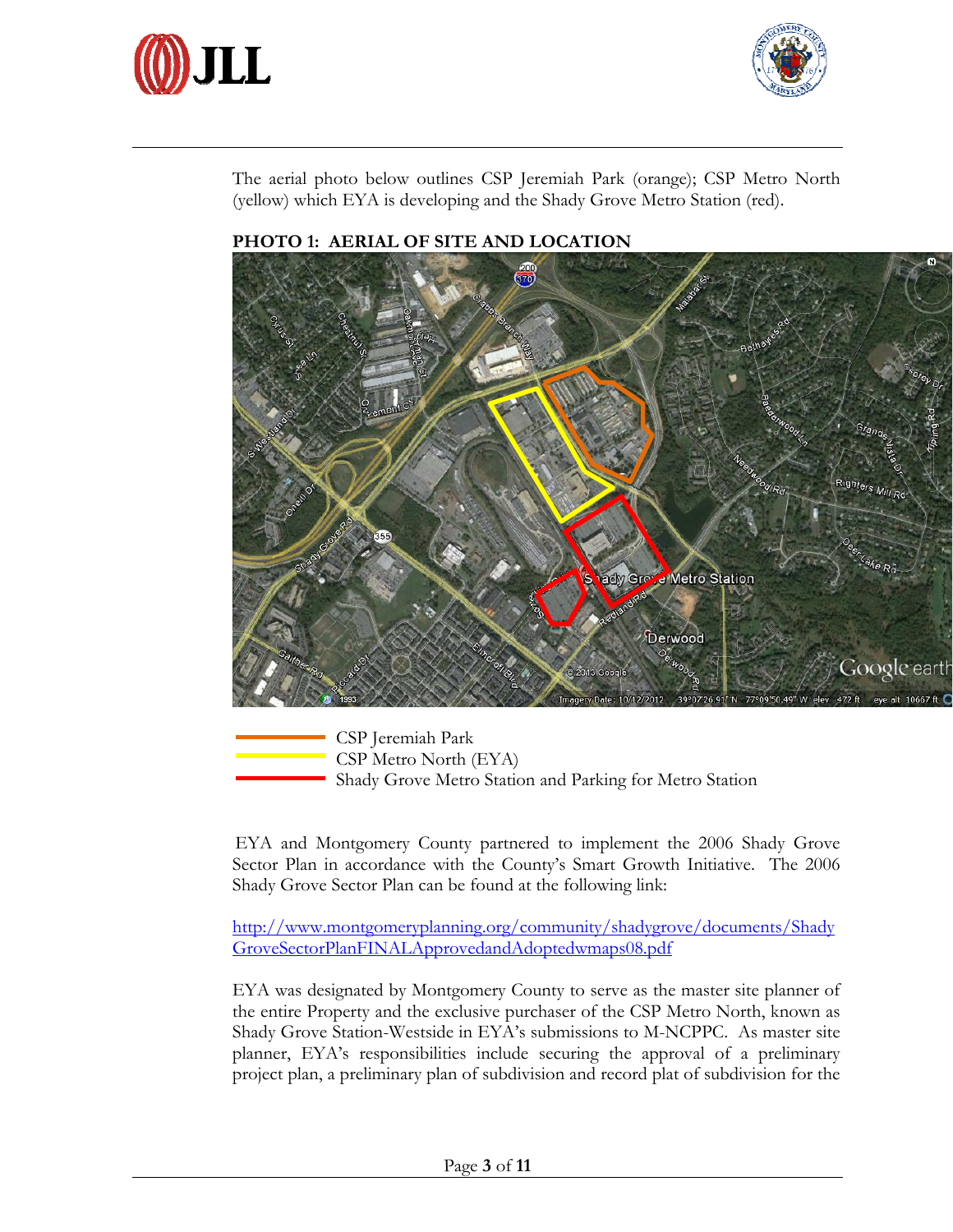The aerial photo below outlines CSP Jeremiah Park (orange); CSP Metro North (yellow) which EYA is developing and the Shady Grove Metro Station (red).

**PHOTO 1: AERIAL OF SITE AND LOCATION**

- CSP Jeremiah Park
- CSP Metro North (EYA)
- Shady Grove Metro Station and Parking for Metro Station

EYA and Montgomery County partnered to implement the 2006 Shady Grove Sector Plan in accordance with the County's Smart Growth Initiative. The 2006 Shady Grove Sector Plan can be found at the following link:

http://www.montgomeryplanning.org/community/shadygrove/documents/ShadyGroveSectorPlanFINALApprovedandAdoptedwmaps08.pdf

EYA was designated by Montgomery County to serve as the master site planner of the entire Property and the exclusive purchaser of the CSP Metro North, known as Shady Grove Station-Westside in EYA's submissions to M-NCPPC. As master site planner, EYA's responsibilities include securing the approval of a preliminary project plan, a preliminary plan of subdivision and record plat of subdivision for the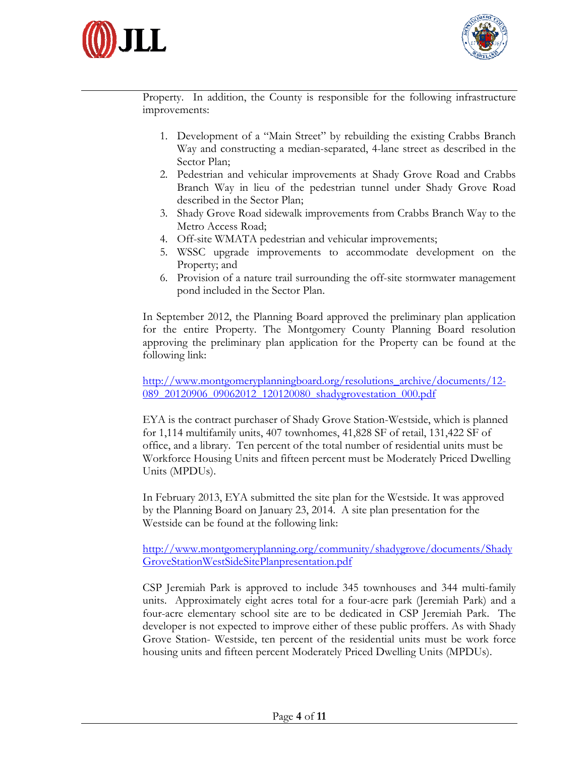Property. In addition, the County is responsible for the following infrastructure improvements:

1. Development of a "Main Street" by rebuilding the existing Crabbs Branch Way and constructing a median-separated, 4-lane street as described in the Sector Plan;
2. Pedestrian and vehicular improvements at Shady Grove Road and Crabbs Branch Way in lieu of the pedestrian tunnel under Shady Grove Road described in the Sector Plan;
3. Shady Grove Road sidewalk improvements from Crabbs Branch Way to the Metro Access Road;
4. Off-site WMATA pedestrian and vehicular improvements;
5. WSSC upgrade improvements to accommodate development on the Property; and
6. Provision of a nature trail surrounding the off-site stormwater management pond included in the Sector Plan.

In September 2012, the Planning Board approved the preliminary plan application for the entire Property. The Montgomery County Planning Board resolution approving the preliminary plan application for the Property can be found at the following link:

http://www.montgomeryplanningboard.org/resolutions_archive/documents/12-089_20120906_09062012_120120080_shadygrovestation_000.pdf

EYA is the contract purchaser of Shady Grove Station-Westside, which is planned for 1,114 multifamily units, 407 townhomes, 41,828 SF of retail, 131,422 SF of office, and a library. Ten percent of the total number of residential units must be Workforce Housing Units and fifteen percent must be Moderately Priced Dwelling Units (MPDUs).

In February 2013, EYA submitted the site plan for the Westside. It was approved by the Planning Board on January 23, 2014. A site plan presentation for the Westside can be found at the following link:

http://www.montgomeryplanning.org/community/shadygrove/documents/ShadyGroveStationWestSideSitePlanpresentation.pdf

CSP Jeremiah Park is approved to include 345 townhouses and 344 multi-family units. Approximately eight acres total for a four-acre park (Jeremiah Park) and a four-acre elementary school site are to be dedicated in CSP Jeremiah Park. The developer is not expected to improve either of these public proffers. As with Shady Grove Station- Westside, ten percent of the residential units must be work force housing units and fifteen percent Moderately Priced Dwelling Units (MPDUs).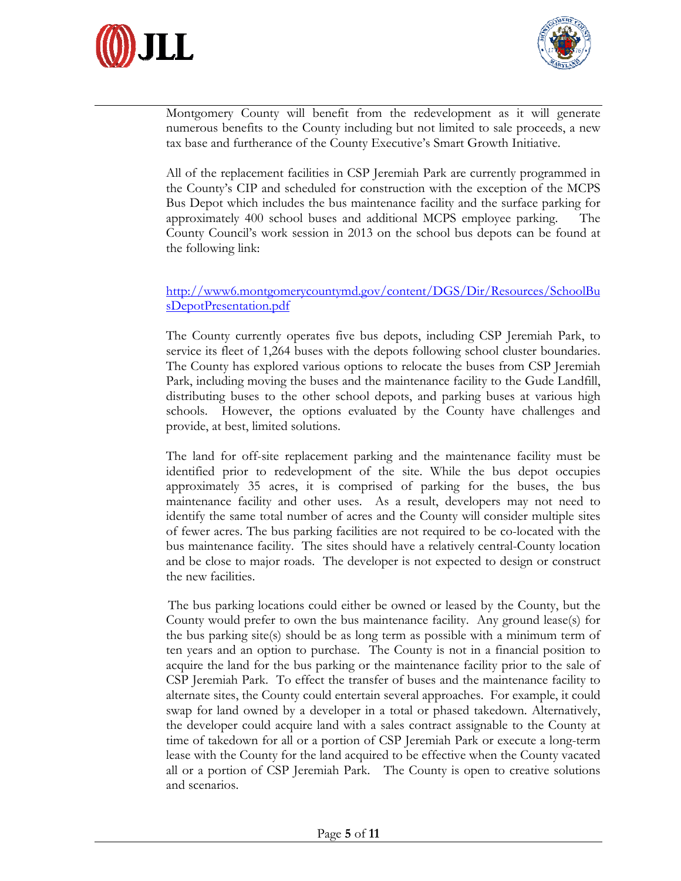Montgomery County will benefit from the redevelopment as it will generate numerous benefits to the County including but not limited to sale proceeds, a new tax base and furtherance of the County Executive's Smart Growth Initiative.

All of the replacement facilities in CSP Jeremiah Park are currently programmed in the County's CIP and scheduled for construction with the exception of the MCPS Bus Depot which includes the bus maintenance facility and the surface parking for approximately 400 school buses and additional MCPS employee parking. The County Council's work session in 2013 on the school bus depots can be found at the following link:

http://www6.montgomerycountymd.gov/content/DGS/Dir/Resources/SchoolBusDepotPresentation.pdf

The County currently operates five bus depots, including CSP Jeremiah Park, to service its fleet of 1,264 buses with the depots following school cluster boundaries. The County has explored various options to relocate the buses from CSP Jeremiah Park, including moving the buses and the maintenance facility to the Gude Landfill, distributing buses to the other school depots, and parking buses at various high schools. However, the options evaluated by the County have challenges and provide, at best, limited solutions.

The land for off-site replacement parking and the maintenance facility must be identified prior to redevelopment of the site. While the bus depot occupies approximately 35 acres, it is comprised of parking for the buses, the bus maintenance facility and other uses. As a result, developers may not need to identify the same total number of acres and the County will consider multiple sites of fewer acres. The bus parking facilities are not required to be co-located with the bus maintenance facility. The sites should have a relatively central-County location and be close to major roads. The developer is not expected to design or construct the new facilities.

The bus parking locations could either be owned or leased by the County, but the County would prefer to own the bus maintenance facility. Any ground lease(s) for the bus parking site(s) should be as long term as possible with a minimum term of ten years and an option to purchase. The County is not in a financial position to acquire the land for the bus parking or the maintenance facility prior to the sale of CSP Jeremiah Park. To effect the transfer of buses and the maintenance facility to alternate sites, the County could entertain several approaches. For example, it could swap for land owned by a developer in a total or phased takedown. Alternatively, the developer could acquire land with a sales contract assignable to the County at time of takedown for all or a portion of CSP Jeremiah Park or execute a long-term lease with the County for the land acquired to be effective when the County vacated all or a portion of CSP Jeremiah Park. The County is open to creative solutions and scenarios.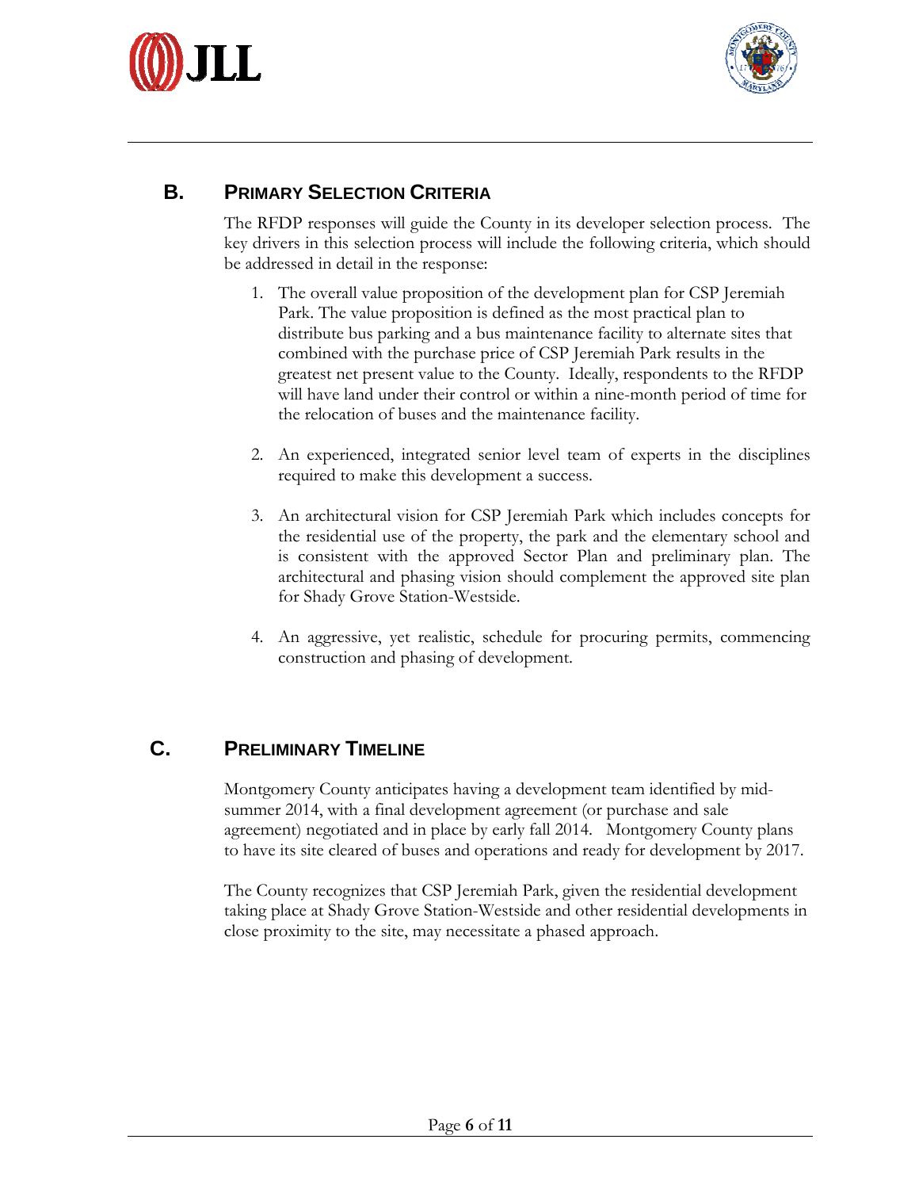## B. PRIMARY SELECTION CRITERIA

The RFDP responses will guide the County in its developer selection process. The key drivers in this selection process will include the following criteria, which should be addressed in detail in the response:

1. The overall value proposition of the development plan for CSP Jeremiah Park. The value proposition is defined as the most practical plan to distribute bus parking and a bus maintenance facility to alternate sites that combined with the purchase price of CSP Jeremiah Park results in the greatest net present value to the County. Ideally, respondents to the RFDP will have land under their control or within a nine-month period of time for the relocation of buses and the maintenance facility.

2. An experienced, integrated senior level team of experts in the disciplines required to make this development a success.

3. An architectural vision for CSP Jeremiah Park which includes concepts for the residential use of the property, the park and the elementary school and is consistent with the approved Sector Plan and preliminary plan. The architectural and phasing vision should complement the approved site plan for Shady Grove Station-Westside.

4. An aggressive, yet realistic, schedule for procuring permits, commencing construction and phasing of development.

## C. PRELIMINARY TIMELINE

Montgomery County anticipates having a development team identified by mid-summer 2014, with a final development agreement (or purchase and sale agreement) negotiated and in place by early fall 2014. Montgomery County plans to have its site cleared of buses and operations and ready for development by 2017.

The County recognizes that CSP Jeremiah Park, given the residential development taking place at Shady Grove Station-Westside and other residential developments in close proximity to the site, may necessitate a phased approach.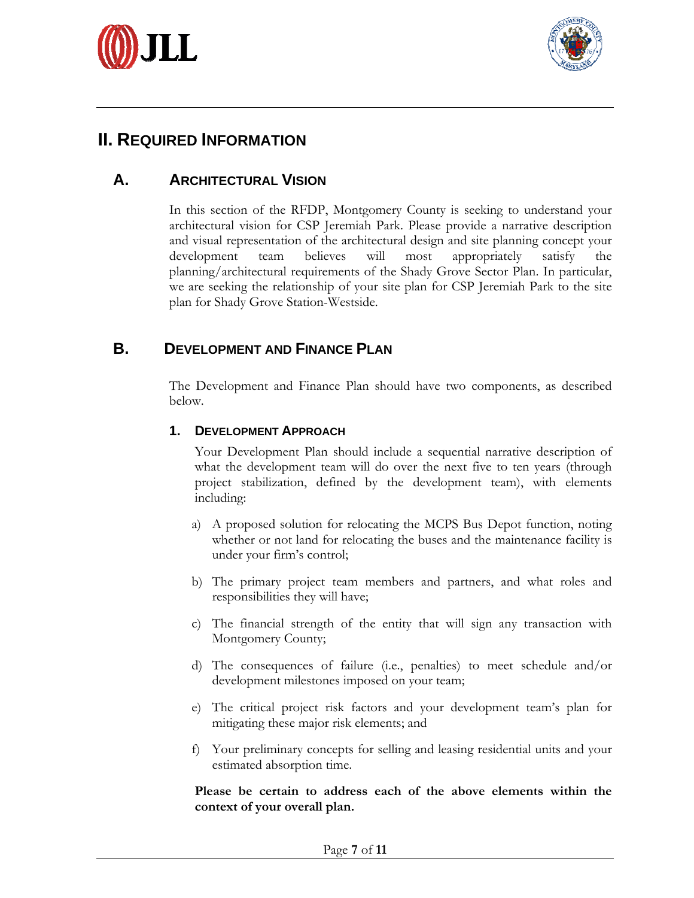# II. Required Information

## A. Architectural Vision

In this section of the RFDP, Montgomery County is seeking to understand your architectural vision for CSP Jeremiah Park. Please provide a narrative description and visual representation of the architectural design and site planning concept your development team believes will most appropriately satisfy the planning/architectural requirements of the Shady Grove Sector Plan. In particular, we are seeking the relationship of your site plan for CSP Jeremiah Park to the site plan for Shady Grove Station-Westside.

## B. Development and Finance Plan

The Development and Finance Plan should have two components, as described below.

### 1. Development Approach

Your Development Plan should include a sequential narrative description of what the development team will do over the next five to ten years (through project stabilization, defined by the development team), with elements including:

a) A proposed solution for relocating the MCPS Bus Depot function, noting whether or not land for relocating the buses and the maintenance facility is under your firm's control;

b) The primary project team members and partners, and what roles and responsibilities they will have;

c) The financial strength of the entity that will sign any transaction with Montgomery County;

d) The consequences of failure (i.e., penalties) to meet schedule and/or development milestones imposed on your team;

e) The critical project risk factors and your development team's plan for mitigating these major risk elements; and

f) Your preliminary concepts for selling and leasing residential units and your estimated absorption time.

**Please be certain to address each of the above elements within the context of your overall plan.**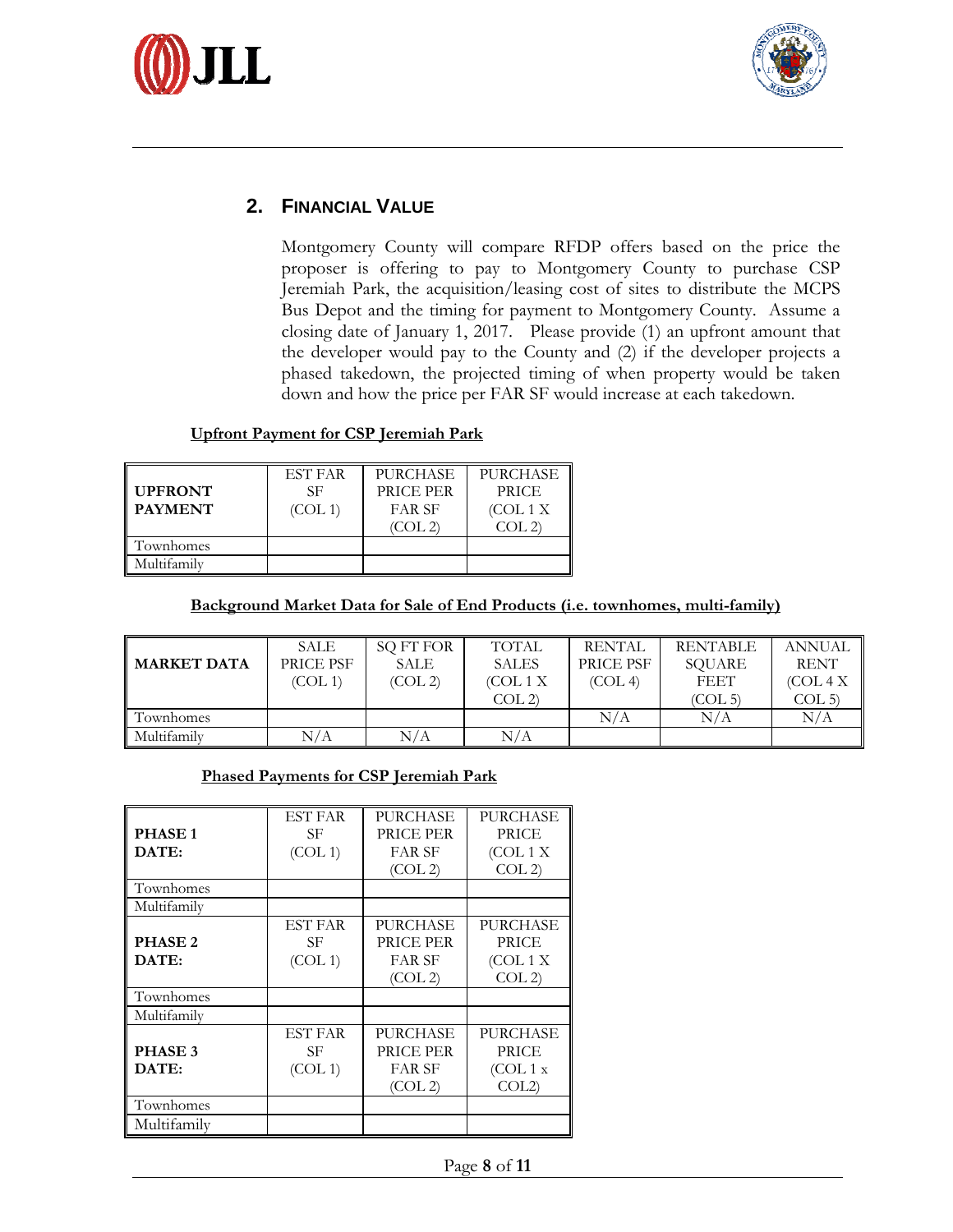## 2. Financial Value

Montgomery County will compare RFDP offers based on the price the proposer is offering to pay to Montgomery County to purchase CSP Jeremiah Park, the acquisition/leasing cost of sites to distribute the MCPS Bus Depot and the timing for payment to Montgomery County. Assume a closing date of January 1, 2017. Please provide (1) an upfront amount that the developer would pay to the County and (2) if the developer projects a phased takedown, the projected timing of when property would be taken down and how the price per FAR SF would increase at each takedown.

**Upfront Payment for CSP Jeremiah Park**

| **UPFRONT PAYMENT** | EST FAR SF (COL 1) | PURCHASE PRICE PER FAR SF (COL 2) | PURCHASE PRICE (COL 1 X COL 2) |
|---|---|---|---|
| Townhomes | | | |
| Multifamily | | | |

**Background Market Data for Sale of End Products (i.e. townhomes, multi-family)**

| **MARKET DATA** | SALE PRICE PSF (COL 1) | SQ FT FOR SALE (COL 2) | TOTAL SALES (COL 1 X COL 2) | RENTAL PRICE PSF (COL 4) | RENTABLE SQUARE FEET (COL 5) | ANNUAL RENT (COL 4 X COL 5) |
|---|---|---|---|---|---|---|
| Townhomes | | | | N/A | N/A | N/A |
| Multifamily | N/A | N/A | N/A | | | |

**Phased Payments for CSP Jeremiah Park**

| **PHASE 1 DATE:** | EST FAR SF (COL 1) | PURCHASE PRICE PER FAR SF (COL 2) | PURCHASE PRICE (COL 1 X COL 2) |
|---|---|---|---|
| Townhomes | | | |
| Multifamily | | | |
| **PHASE 2 DATE:** | EST FAR SF (COL 1) | PURCHASE PRICE PER FAR SF (COL 2) | PURCHASE PRICE (COL 1 X COL 2) |
| Townhomes | | | |
| Multifamily | | | |
| **PHASE 3 DATE:** | EST FAR SF (COL 1) | PURCHASE PRICE PER FAR SF (COL 2) | PURCHASE PRICE (COL 1 x COL2) |
| Townhomes | | | |
| Multifamily | | | |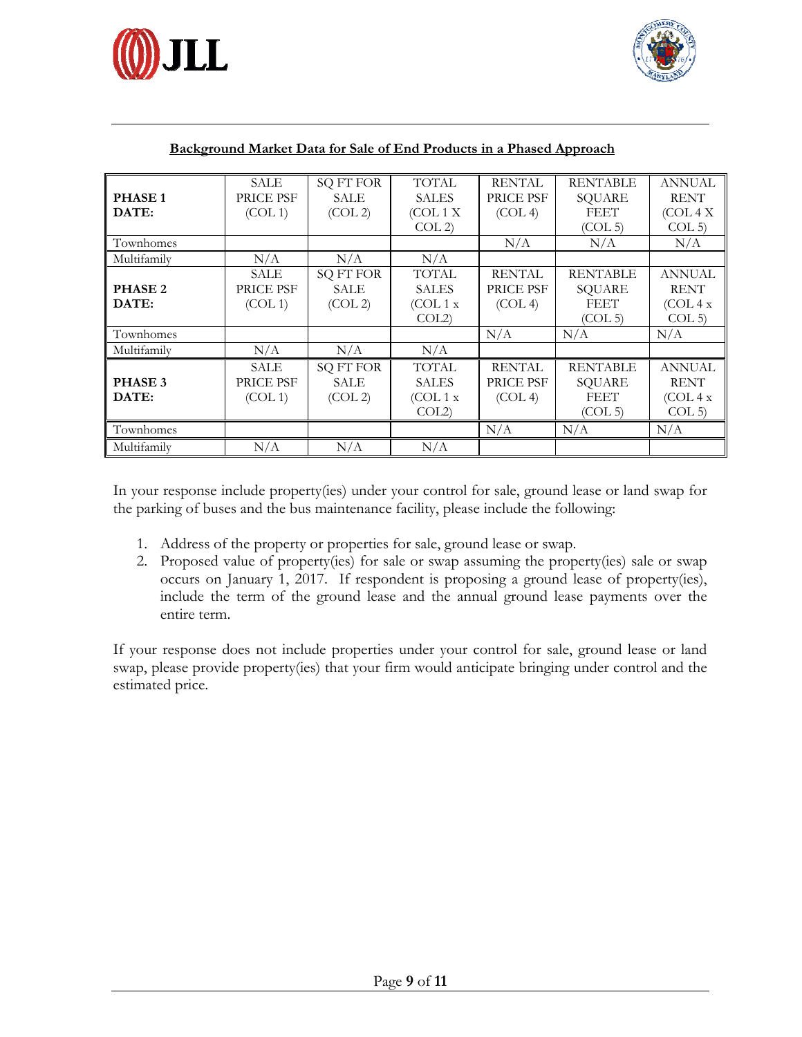**Background Market Data for Sale of End Products in a Phased Approach**

| **PHASE 1 DATE:** | SALE PRICE PSF (COL 1) | SQ FT FOR SALE (COL 2) | TOTAL SALES (COL 1 X COL 2) | RENTAL PRICE PSF (COL 4) | RENTABLE SQUARE FEET (COL 5) | ANNUAL RENT (COL 4 X COL 5) |
|---|---|---|---|---|---|---|
| Townhomes | | | | N/A | N/A | N/A |
| Multifamily | N/A | N/A | N/A | | | |
| **PHASE 2 DATE:** | SALE PRICE PSF (COL 1) | SQ FT FOR SALE (COL 2) | TOTAL SALES (COL 1 x COL2) | RENTAL PRICE PSF (COL 4) | RENTABLE SQUARE FEET (COL 5) | ANNUAL RENT (COL 4 x COL 5) |
| Townhomes | | | | N/A | N/A | N/A |
| Multifamily | N/A | N/A | N/A | | | |
| **PHASE 3 DATE:** | SALE PRICE PSF (COL 1) | SQ FT FOR SALE (COL 2) | TOTAL SALES (COL 1 x COL2) | RENTAL PRICE PSF (COL 4) | RENTABLE SQUARE FEET (COL 5) | ANNUAL RENT (COL 4 x COL 5) |
| Townhomes | | | | N/A | N/A | N/A |
| Multifamily | N/A | N/A | N/A | | | |

In your response include property(ies) under your control for sale, ground lease or land swap for the parking of buses and the bus maintenance facility, please include the following:

1. Address of the property or properties for sale, ground lease or swap.
2. Proposed value of property(ies) for sale or swap assuming the property(ies) sale or swap occurs on January 1, 2017. If respondent is proposing a ground lease of property(ies), include the term of the ground lease and the annual ground lease payments over the entire term.

If your response does not include properties under your control for sale, ground lease or land swap, please provide property(ies) that your firm would anticipate bringing under control and the estimated price.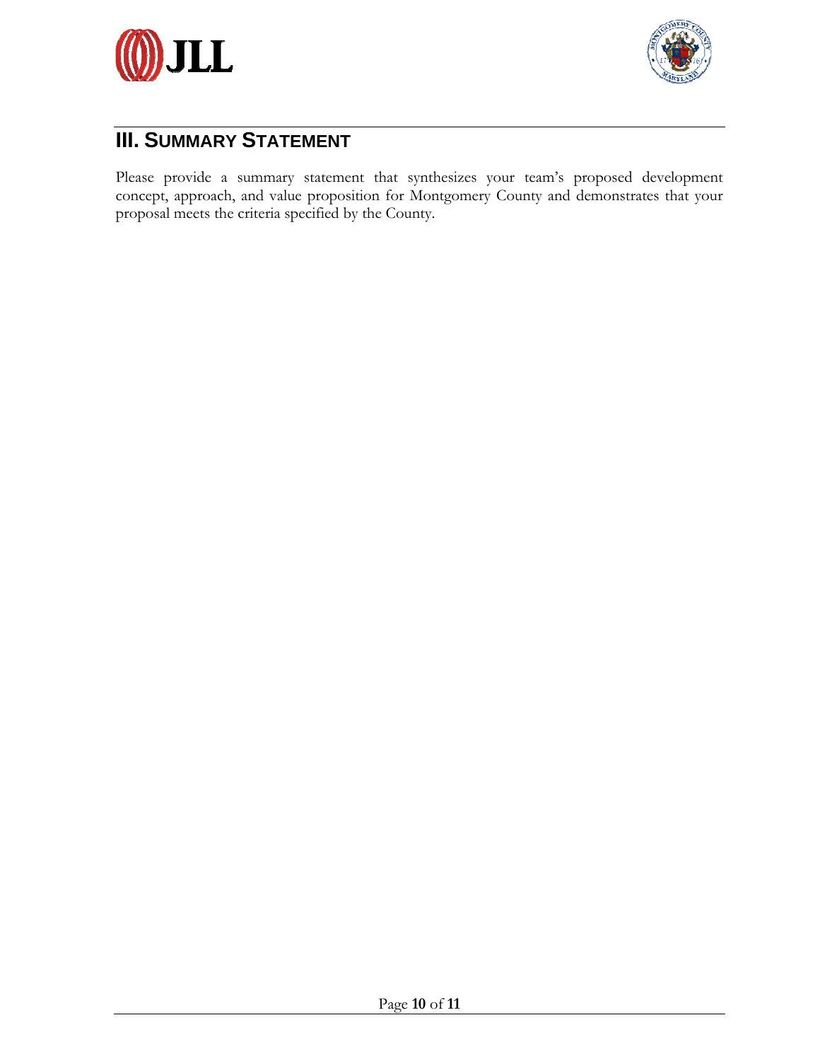## III. SUMMARY STATEMENT

Please provide a summary statement that synthesizes your team's proposed development concept, approach, and value proposition for Montgomery County and demonstrates that your proposal meets the criteria specified by the County.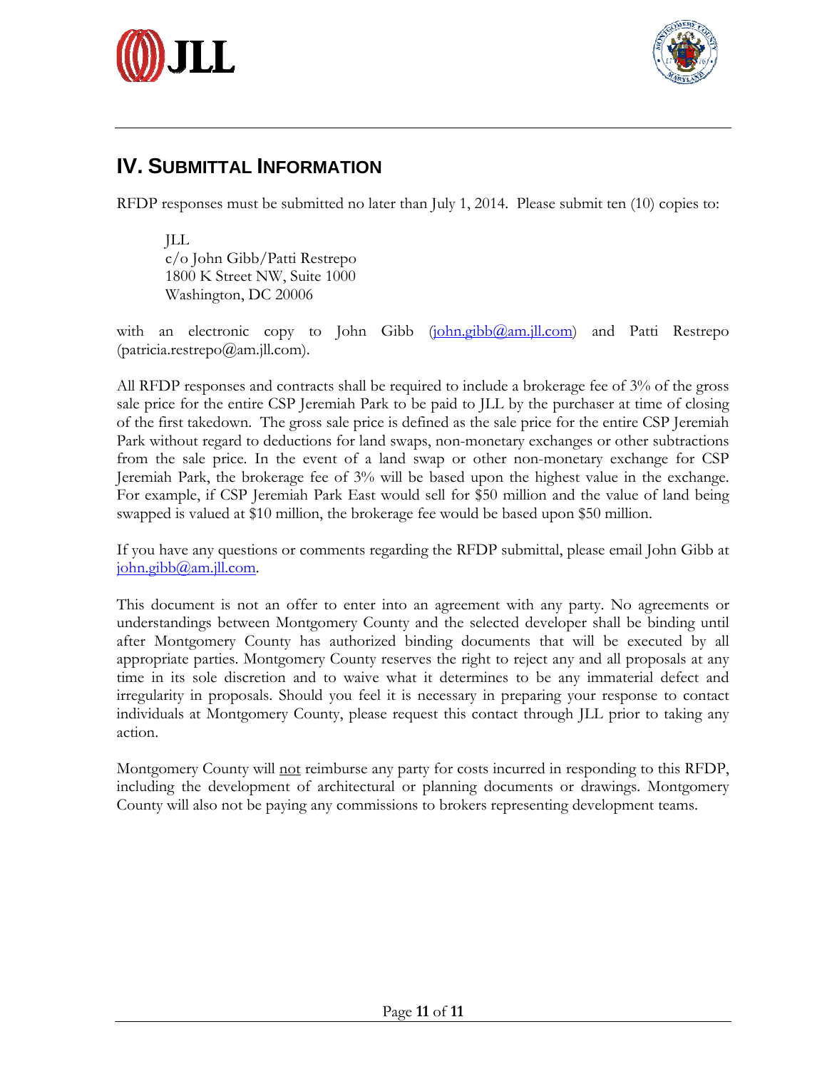## IV. Submittal Information

RFDP responses must be submitted no later than July 1, 2014. Please submit ten (10) copies to:

JLL  
c/o John Gibb/Patti Restrepo  
1800 K Street NW, Suite 1000  
Washington, DC 20006

with an electronic copy to John Gibb (john.gibb@am.jll.com) and Patti Restrepo (patricia.restrepo@am.jll.com).

All RFDP responses and contracts shall be required to include a brokerage fee of 3% of the gross sale price for the entire CSP Jeremiah Park to be paid to JLL by the purchaser at time of closing of the first takedown. The gross sale price is defined as the sale price for the entire CSP Jeremiah Park without regard to deductions for land swaps, non-monetary exchanges or other subtractions from the sale price. In the event of a land swap or other non-monetary exchange for CSP Jeremiah Park, the brokerage fee of 3% will be based upon the highest value in the exchange. For example, if CSP Jeremiah Park East would sell for $50 million and the value of land being swapped is valued at $10 million, the brokerage fee would be based upon $50 million.

If you have any questions or comments regarding the RFDP submittal, please email John Gibb at john.gibb@am.jll.com.

This document is not an offer to enter into an agreement with any party. No agreements or understandings between Montgomery County and the selected developer shall be binding until after Montgomery County has authorized binding documents that will be executed by all appropriate parties. Montgomery County reserves the right to reject any and all proposals at any time in its sole discretion and to waive what it determines to be any immaterial defect and irregularity in proposals. Should you feel it is necessary in preparing your response to contact individuals at Montgomery County, please request this contact through JLL prior to taking any action.

Montgomery County will not reimburse any party for costs incurred in responding to this RFDP, including the development of architectural or planning documents or drawings. Montgomery County will also not be paying any commissions to brokers representing development teams.